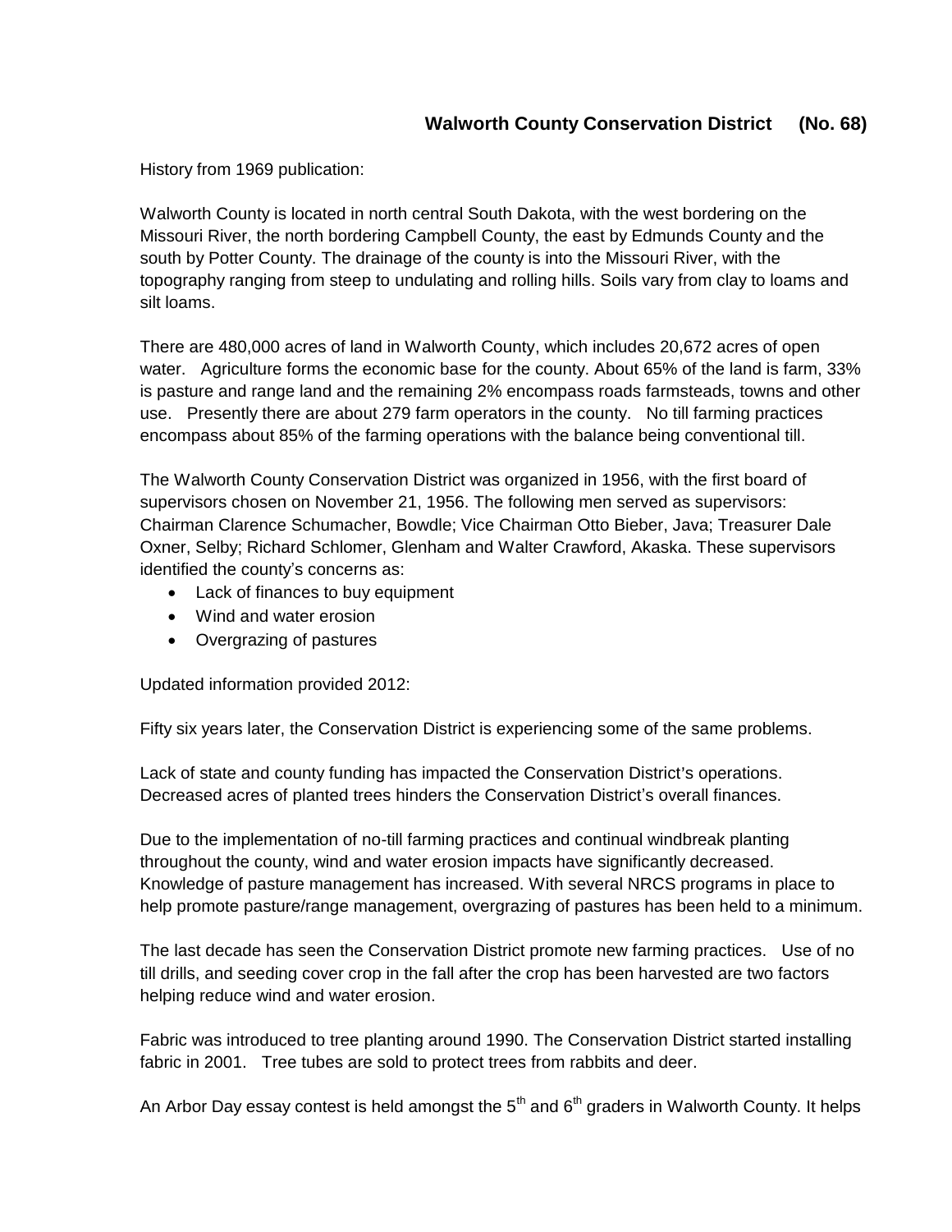## Walworth County Conservation District (No. 68)

History from 1969 publication:

Walworth County is located in north central South Dakota, with the west bordering on the Missouri River, the north bordering Campbell County, the east by Edmunds County and the south by Potter County. The drainage of the county is into the Missouri River, with the topography ranging from steep to undulating and rolling hills. Soils vary from clay to loams and silt loams.

There are 480,000 acres of land in Walworth County, which includes 20,672 acres of open water. Agriculture forms the economic base for the county. About 65% of the land is farm, 33% is pasture and range land and the remaining 2% encompass roads farmsteads, towns and other use. Presently there are about 279 farm operators in the county. No till farming practices encompass about 85% of the farming operations with the balance being conventional till.

The Walworth County Conservation District was organized in 1956, with the first board of supervisors chosen on November 21, 1956. The following men served as supervisors: Chairman Clarence Schumacher, Bowdle; Vice Chairman Otto Bieber, Java; Treasurer Dale Oxner, Selby; Richard Schlomer, Glenham and Walter Crawford, Akaska. These supervisors identified the county's concerns as:

- Lack of finances to buy equipment
- Wind and water erosion
- Overgrazing of pastures

Updated information provided 2012:

Fifty six years later, the Conservation District is experiencing some of the same problems.

Lack of state and county funding has impacted the Conservation District's operations. Decreased acres of planted trees hinders the Conservation District's overall finances.

Due to the implementation of no-till farming practices and continual windbreak planting throughout the county, wind and water erosion impacts have significantly decreased. Knowledge of pasture management has increased. With several NRCS programs in place to help promote pasture/range management, overgrazing of pastures has been held to a minimum.

The last decade has seen the Conservation District promote new farming practices. Use of no till drills, and seeding cover crop in the fall after the crop has been harvested are two factors helping reduce wind and water erosion.

Fabric was introduced to tree planting around 1990. The Conservation District started installing fabric in 2001. Tree tubes are sold to protect trees from rabbits and deer.

An Arbor Day essay contest is held amongst the 5th and 6th graders in Walworth County. It helps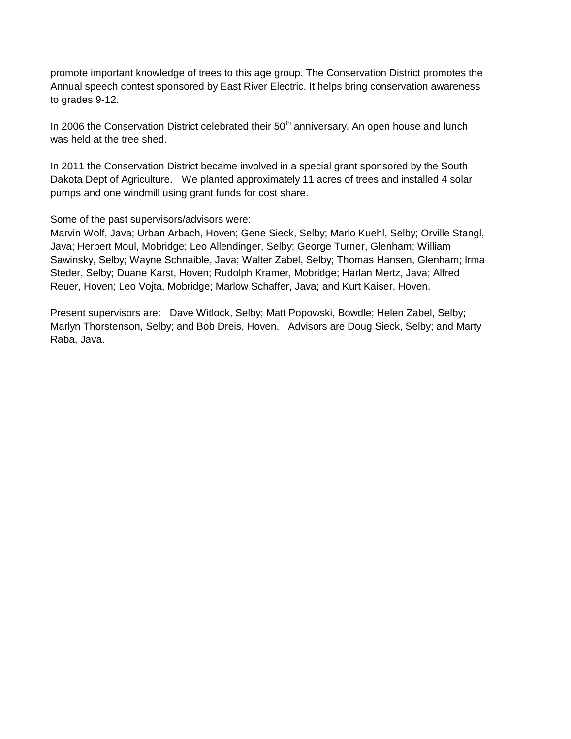promote important knowledge of trees to this age group. The Conservation District promotes the Annual speech contest sponsored by East River Electric. It helps bring conservation awareness to grades 9-12.

In 2006 the Conservation District celebrated their 50th anniversary. An open house and lunch was held at the tree shed.

In 2011 the Conservation District became involved in a special grant sponsored by the South Dakota Dept of Agriculture. We planted approximately 11 acres of trees and installed 4 solar pumps and one windmill using grant funds for cost share.

Some of the past supervisors/advisors were:
Marvin Wolf, Java; Urban Arbach, Hoven; Gene Sieck, Selby; Marlo Kuehl, Selby; Orville Stangl, Java; Herbert Moul, Mobridge; Leo Allendinger, Selby; George Turner, Glenham; William Sawinsky, Selby; Wayne Schnaible, Java; Walter Zabel, Selby; Thomas Hansen, Glenham; Irma Steder, Selby; Duane Karst, Hoven; Rudolph Kramer, Mobridge; Harlan Mertz, Java; Alfred Reuer, Hoven; Leo Vojta, Mobridge; Marlow Schaffer, Java; and Kurt Kaiser, Hoven.

Present supervisors are: Dave Witlock, Selby; Matt Popowski, Bowdle; Helen Zabel, Selby; Marlyn Thorstenson, Selby; and Bob Dreis, Hoven. Advisors are Doug Sieck, Selby; and Marty Raba, Java.